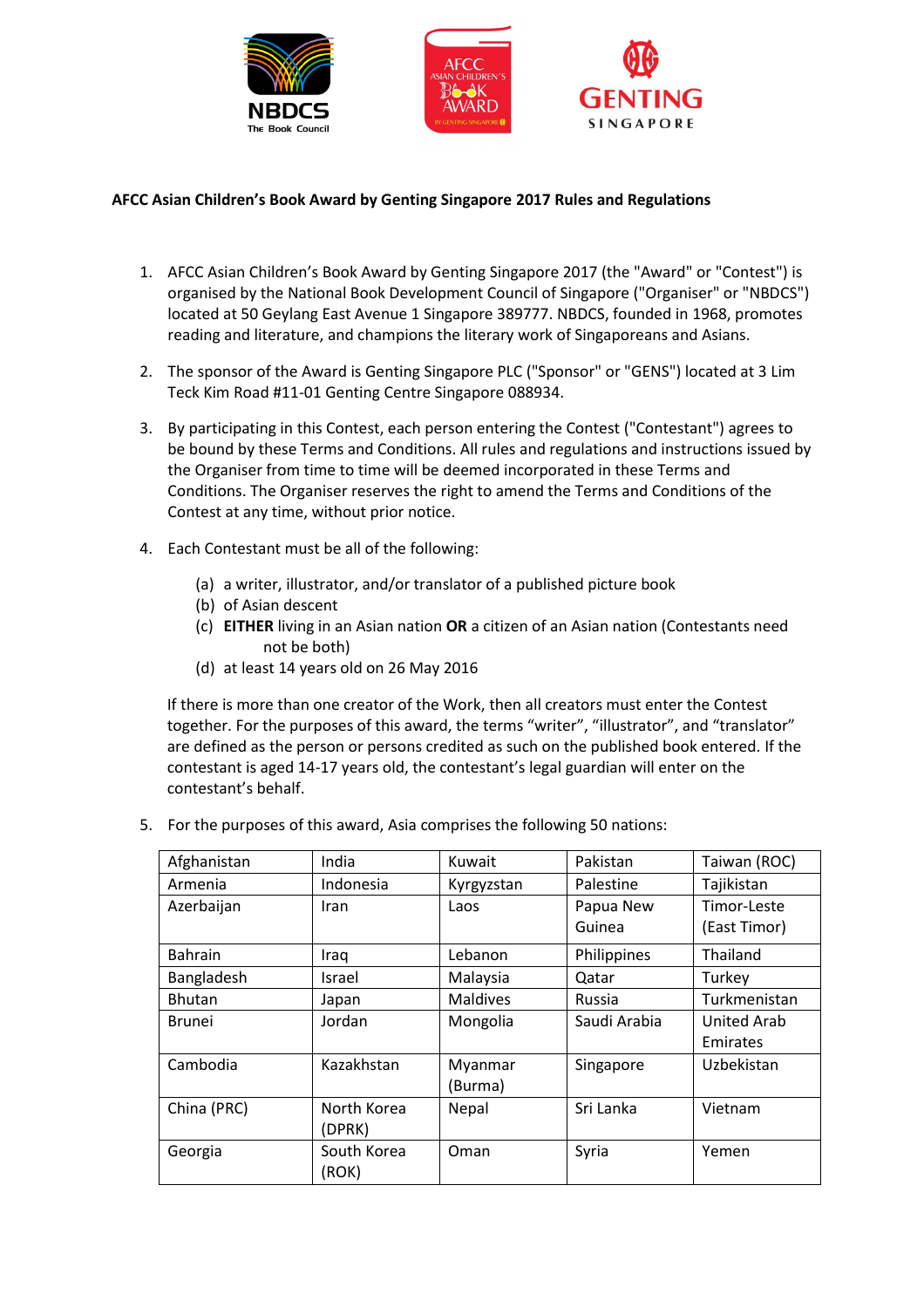**AFCC Asian Children's Book Award by Genting Singapore 2017 Rules and Regulations**

1. AFCC Asian Children's Book Award by Genting Singapore 2017 (the "Award" or "Contest") is organised by the National Book Development Council of Singapore ("Organiser" or "NBDCS") located at 50 Geylang East Avenue 1 Singapore 389777. NBDCS, founded in 1968, promotes reading and literature, and champions the literary work of Singaporeans and Asians.

2. The sponsor of the Award is Genting Singapore PLC ("Sponsor" or "GENS") located at 3 Lim Teck Kim Road #11-01 Genting Centre Singapore 088934.

3. By participating in this Contest, each person entering the Contest ("Contestant") agrees to be bound by these Terms and Conditions. All rules and regulations and instructions issued by the Organiser from time to time will be deemed incorporated in these Terms and Conditions. The Organiser reserves the right to amend the Terms and Conditions of the Contest at any time, without prior notice.

4. Each Contestant must be all of the following:

   (a) a writer, illustrator, and/or translator of a published picture book
   (b) of Asian descent
   (c) **EITHER** living in an Asian nation **OR** a citizen of an Asian nation (Contestants need not be both)
   (d) at least 14 years old on 26 May 2016

   If there is more than one creator of the Work, then all creators must enter the Contest together. For the purposes of this award, the terms "writer", "illustrator", and "translator" are defined as the person or persons credited as such on the published book entered. If the contestant is aged 14-17 years old, the contestant's legal guardian will enter on the contestant's behalf.

5. For the purposes of this award, Asia comprises the following 50 nations:

| | | | | |
|---|---|---|---|---|
| Afghanistan | India | Kuwait | Pakistan | Taiwan (ROC) |
| Armenia | Indonesia | Kyrgyzstan | Palestine | Tajikistan |
| Azerbaijan | Iran | Laos | Papua New Guinea | Timor-Leste (East Timor) |
| Bahrain | Iraq | Lebanon | Philippines | Thailand |
| Bangladesh | Israel | Malaysia | Qatar | Turkey |
| Bhutan | Japan | Maldives | Russia | Turkmenistan |
| Brunei | Jordan | Mongolia | Saudi Arabia | United Arab Emirates |
| Cambodia | Kazakhstan | Myanmar (Burma) | Singapore | Uzbekistan |
| China (PRC) | North Korea (DPRK) | Nepal | Sri Lanka | Vietnam |
| Georgia | South Korea (ROK) | Oman | Syria | Yemen |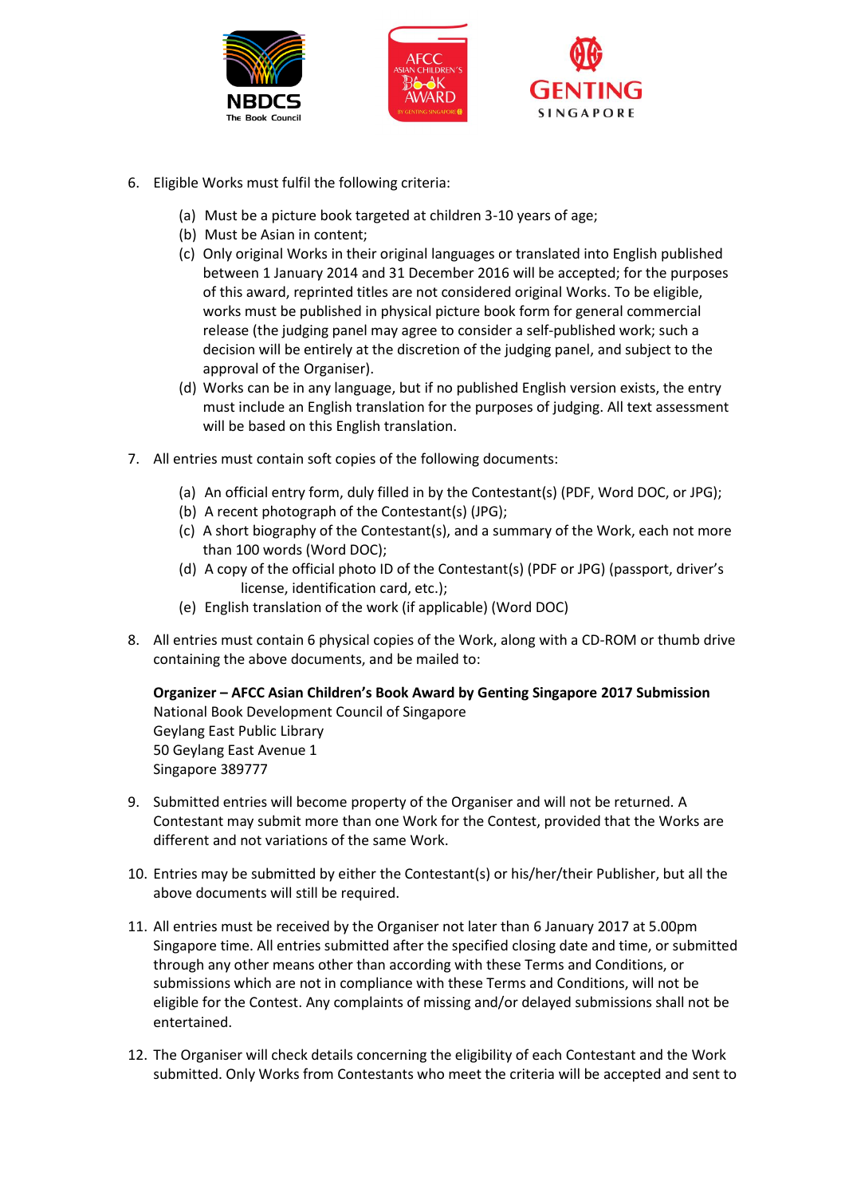6. Eligible Works must fulfil the following criteria:

   (a) Must be a picture book targeted at children 3-10 years of age;
   (b) Must be Asian in content;
   (c) Only original Works in their original languages or translated into English published between 1 January 2014 and 31 December 2016 will be accepted; for the purposes of this award, reprinted titles are not considered original Works. To be eligible, works must be published in physical picture book form for general commercial release (the judging panel may agree to consider a self-published work; such a decision will be entirely at the discretion of the judging panel, and subject to the approval of the Organiser).
   (d) Works can be in any language, but if no published English version exists, the entry must include an English translation for the purposes of judging. All text assessment will be based on this English translation.

7. All entries must contain soft copies of the following documents:

   (a) An official entry form, duly filled in by the Contestant(s) (PDF, Word DOC, or JPG);
   (b) A recent photograph of the Contestant(s) (JPG);
   (c) A short biography of the Contestant(s), and a summary of the Work, each not more than 100 words (Word DOC);
   (d) A copy of the official photo ID of the Contestant(s) (PDF or JPG) (passport, driver's license, identification card, etc.);
   (e) English translation of the work (if applicable) (Word DOC)

8. All entries must contain 6 physical copies of the Work, along with a CD-ROM or thumb drive containing the above documents, and be mailed to:

   **Organizer – AFCC Asian Children's Book Award by Genting Singapore 2017 Submission**
   National Book Development Council of Singapore
   Geylang East Public Library
   50 Geylang East Avenue 1
   Singapore 389777

9. Submitted entries will become property of the Organiser and will not be returned. A Contestant may submit more than one Work for the Contest, provided that the Works are different and not variations of the same Work.

10. Entries may be submitted by either the Contestant(s) or his/her/their Publisher, but all the above documents will still be required.

11. All entries must be received by the Organiser not later than 6 January 2017 at 5.00pm Singapore time. All entries submitted after the specified closing date and time, or submitted through any other means other than according with these Terms and Conditions, or submissions which are not in compliance with these Terms and Conditions, will not be eligible for the Contest. Any complaints of missing and/or delayed submissions shall not be entertained.

12. The Organiser will check details concerning the eligibility of each Contestant and the Work submitted. Only Works from Contestants who meet the criteria will be accepted and sent to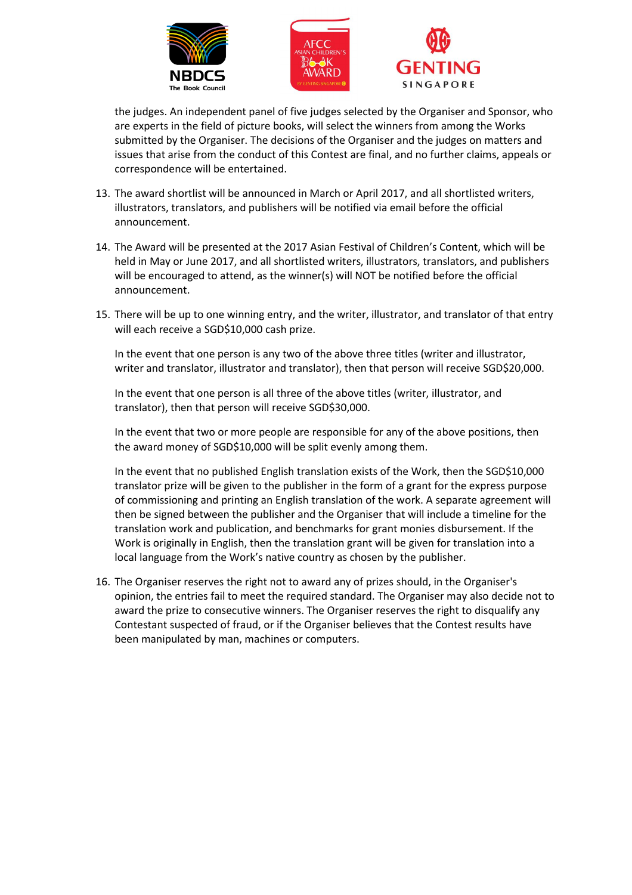the judges. An independent panel of five judges selected by the Organiser and Sponsor, who are experts in the field of picture books, will select the winners from among the Works submitted by the Organiser. The decisions of the Organiser and the judges on matters and issues that arise from the conduct of this Contest are final, and no further claims, appeals or correspondence will be entertained.

13. The award shortlist will be announced in March or April 2017, and all shortlisted writers, illustrators, translators, and publishers will be notified via email before the official announcement.

14. The Award will be presented at the 2017 Asian Festival of Children's Content, which will be held in May or June 2017, and all shortlisted writers, illustrators, translators, and publishers will be encouraged to attend, as the winner(s) will NOT be notified before the official announcement.

15. There will be up to one winning entry, and the writer, illustrator, and translator of that entry will each receive a SGD$10,000 cash prize.

    In the event that one person is any two of the above three titles (writer and illustrator, writer and translator, illustrator and translator), then that person will receive SGD$20,000.

    In the event that one person is all three of the above titles (writer, illustrator, and translator), then that person will receive SGD$30,000.

    In the event that two or more people are responsible for any of the above positions, then the award money of SGD$10,000 will be split evenly among them.

    In the event that no published English translation exists of the Work, then the SGD$10,000 translator prize will be given to the publisher in the form of a grant for the express purpose of commissioning and printing an English translation of the work. A separate agreement will then be signed between the publisher and the Organiser that will include a timeline for the translation work and publication, and benchmarks for grant monies disbursement. If the Work is originally in English, then the translation grant will be given for translation into a local language from the Work's native country as chosen by the publisher.

16. The Organiser reserves the right not to award any of prizes should, in the Organiser's opinion, the entries fail to meet the required standard. The Organiser may also decide not to award the prize to consecutive winners. The Organiser reserves the right to disqualify any Contestant suspected of fraud, or if the Organiser believes that the Contest results have been manipulated by man, machines or computers.